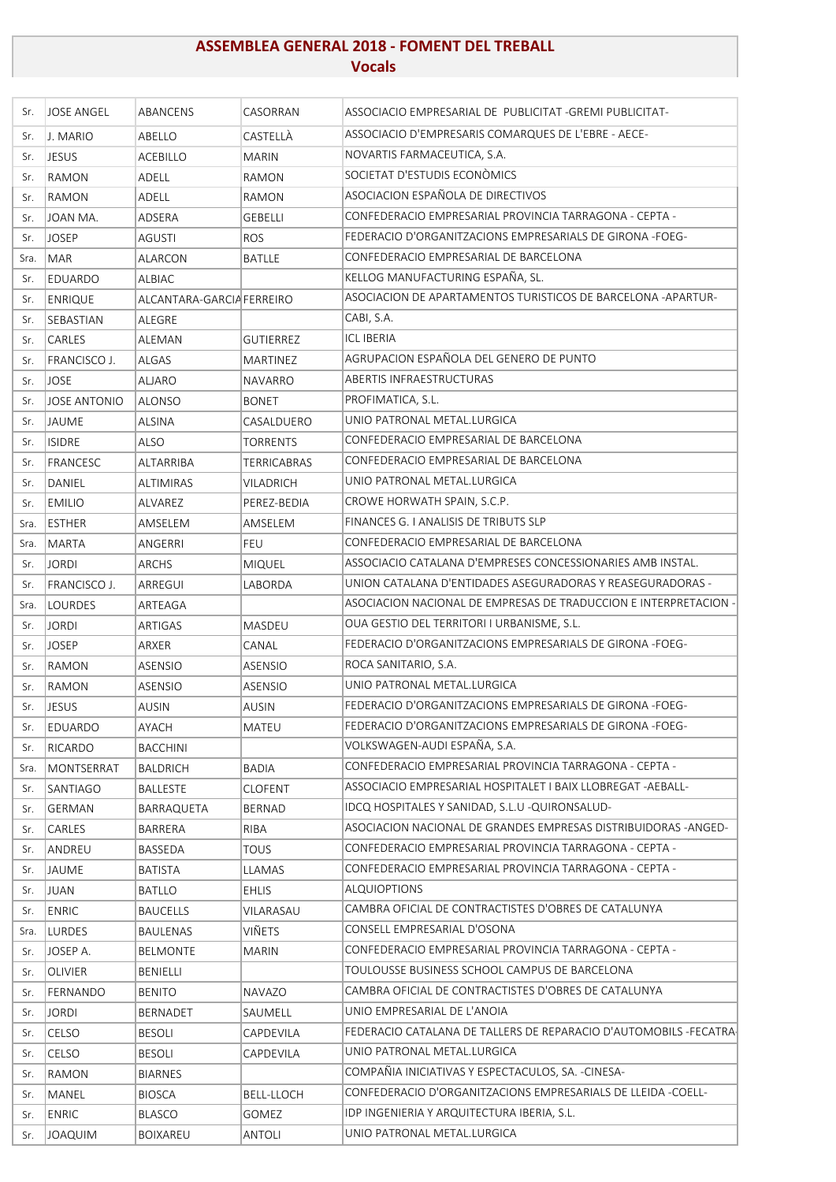# ASSEMBLEA GENERAL 2018 - FOMENT DEL TREBALL

## Vocals

| | | | | |
|---|---|---|---|---|
| Sr. | JOSE ANGEL | ABANCENS | CASORRAN | ASSOCIACIO EMPRESARIAL DE PUBLICITAT -GREMI PUBLICITAT- |
| Sr. | J. MARIO | ABELLO | CASTELLÀ | ASSOCIACIO D'EMPRESARIS COMARQUES DE L'EBRE - AECE- |
| Sr. | JESUS | ACEBILLO | MARIN | NOVARTIS FARMACEUTICA, S.A. |
| Sr. | RAMON | ADELL | RAMON | SOCIETAT D'ESTUDIS ECONÒMICS |
| Sr. | RAMON | ADELL | RAMON | ASOCIACION ESPAÑOLA DE DIRECTIVOS |
| Sr. | JOAN MA. | ADSERA | GEBELLI | CONFEDERACIO EMPRESARIAL PROVINCIA TARRAGONA - CEPTA - |
| Sr. | JOSEP | AGUSTI | ROS | FEDERACIO D'ORGANITZACIONS EMPRESARIALS DE GIRONA -FOEG- |
| Sra. | MAR | ALARCON | BATLLE | CONFEDERACIO EMPRESARIAL DE BARCELONA |
| Sr. | EDUARDO | ALBIAC | | KELLOG MANUFACTURING ESPAÑA, SL. |
| Sr. | ENRIQUE | ALCANTARA-GARCIA | FERREIRO | ASOCIACION DE APARTAMENTOS TURISTICOS DE BARCELONA -APARTUR- |
| Sr. | SEBASTIAN | ALEGRE | | CABI, S.A. |
| Sr. | CARLES | ALEMAN | GUTIERREZ | ICL IBERIA |
| Sr. | FRANCISCO J. | ALGAS | MARTINEZ | AGRUPACION ESPAÑOLA DEL GENERO DE PUNTO |
| Sr. | JOSE | ALJARO | NAVARRO | ABERTIS INFRAESTRUCTURAS |
| Sr. | JOSE ANTONIO | ALONSO | BONET | PROFIMATICA, S.L. |
| Sr. | JAUME | ALSINA | CASALDUERO | UNIO PATRONAL METAL.LURGICA |
| Sr. | ISIDRE | ALSO | TORRENTS | CONFEDERACIO EMPRESARIAL DE BARCELONA |
| Sr. | FRANCESC | ALTARRIBA | TERRICABRAS | CONFEDERACIO EMPRESARIAL DE BARCELONA |
| Sr. | DANIEL | ALTIMIRAS | VILADRICH | UNIO PATRONAL METAL.LURGICA |
| Sr. | EMILIO | ALVAREZ | PEREZ-BEDIA | CROWE HORWATH SPAIN, S.C.P. |
| Sra. | ESTHER | AMSELEM | AMSELEM | FINANCES G. I ANALISIS DE TRIBUTS SLP |
| Sra. | MARTA | ANGERRI | FEU | CONFEDERACIO EMPRESARIAL DE BARCELONA |
| Sr. | JORDI | ARCHS | MIQUEL | ASSOCIACIO CATALANA D'EMPRESES CONCESSIONARIES AMB INSTAL. |
| Sr. | FRANCISCO J. | ARREGUI | LABORDA | UNION CATALANA D'ENTIDADES ASEGURADORAS Y REASEGURADORAS - |
| Sra. | LOURDES | ARTEAGA | | ASOCIACION NACIONAL DE EMPRESAS DE TRADUCCION E INTERPRETACION - |
| Sr. | JORDI | ARTIGAS | MASDEU | OUA GESTIO DEL TERRITORI I URBANISME, S.L. |
| Sr. | JOSEP | ARXER | CANAL | FEDERACIO D'ORGANITZACIONS EMPRESARIALS DE GIRONA -FOEG- |
| Sr. | RAMON | ASENSIO | ASENSIO | ROCA SANITARIO, S.A. |
| Sr. | RAMON | ASENSIO | ASENSIO | UNIO PATRONAL METAL.LURGICA |
| Sr. | JESUS | AUSIN | AUSIN | FEDERACIO D'ORGANITZACIONS EMPRESARIALS DE GIRONA -FOEG- |
| Sr. | EDUARDO | AYACH | MATEU | FEDERACIO D'ORGANITZACIONS EMPRESARIALS DE GIRONA -FOEG- |
| Sr. | RICARDO | BACCHINI | | VOLKSWAGEN-AUDI ESPAÑA, S.A. |
| Sra. | MONTSERRAT | BALDRICH | BADIA | CONFEDERACIO EMPRESARIAL PROVINCIA TARRAGONA - CEPTA - |
| Sr. | SANTIAGO | BALLESTE | CLOFENT | ASSOCIACIO EMPRESARIAL HOSPITALET I BAIX LLOBREGAT -AEBALL- |
| Sr. | GERMAN | BARRAQUETA | BERNAD | IDCQ HOSPITALES Y SANIDAD, S.L.U -QUIRONSALUD- |
| Sr. | CARLES | BARRERA | RIBA | ASOCIACION NACIONAL DE GRANDES EMPRESAS DISTRIBUIDORAS -ANGED- |
| Sr. | ANDREU | BASSEDA | TOUS | CONFEDERACIO EMPRESARIAL PROVINCIA TARRAGONA - CEPTA - |
| Sr. | JAUME | BATISTA | LLAMAS | CONFEDERACIO EMPRESARIAL PROVINCIA TARRAGONA - CEPTA - |
| Sr. | JUAN | BATLLO | EHLIS | ALQUIOPTIONS |
| Sr. | ENRIC | BAUCELLS | VILARASAU | CAMBRA OFICIAL DE CONTRACTISTES D'OBRES DE CATALUNYA |
| Sra. | LURDES | BAULENAS | VIÑETS | CONSELL EMPRESARIAL D'OSONA |
| Sr. | JOSEP A. | BELMONTE | MARIN | CONFEDERACIO EMPRESARIAL PROVINCIA TARRAGONA - CEPTA - |
| Sr. | OLIVIER | BENIELLI | | TOULOUSSE BUSINESS SCHOOL CAMPUS DE BARCELONA |
| Sr. | FERNANDO | BENITO | NAVAZO | CAMBRA OFICIAL DE CONTRACTISTES D'OBRES DE CATALUNYA |
| Sr. | JORDI | BERNADET | SAUMELL | UNIO EMPRESARIAL DE L'ANOIA |
| Sr. | CELSO | BESOLI | CAPDEVILA | FEDERACIO CATALANA DE TALLERS DE REPARACIO D'AUTOMOBILS -FECATRA- |
| Sr. | CELSO | BESOLI | CAPDEVILA | UNIO PATRONAL METAL.LURGICA |
| Sr. | RAMON | BIARNES | | COMPAÑIA INICIATIVAS Y ESPECTACULOS, SA. -CINESA- |
| Sr. | MANEL | BIOSCA | BELL-LLOCH | CONFEDERACIO D'ORGANITZACIONS EMPRESARIALS DE LLEIDA -COELL- |
| Sr. | ENRIC | BLASCO | GOMEZ | IDP INGENIERIA Y ARQUITECTURA IBERIA, S.L. |
| Sr. | JOAQUIM | BOIXAREU | ANTOLI | UNIO PATRONAL METAL.LURGICA |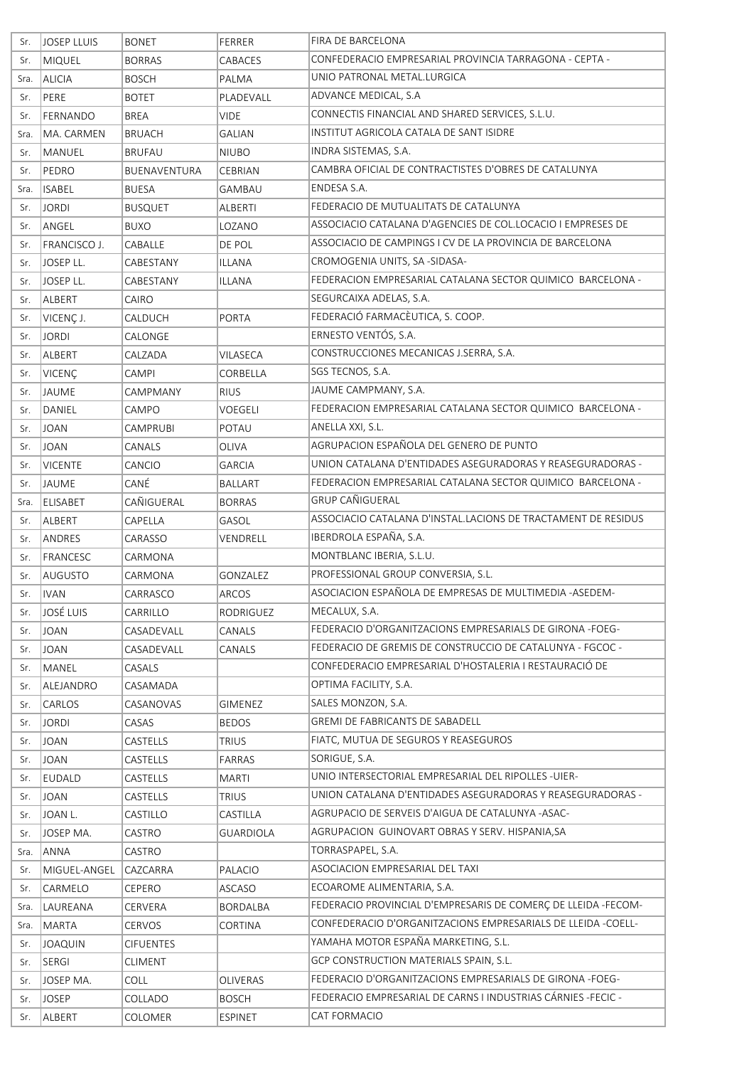| | | | | |
|---|---|---|---|---|
| Sr. | JOSEP LLUIS | BONET | FERRER | FIRA DE BARCELONA |
| Sr. | MIQUEL | BORRAS | CABACES | CONFEDERACIO EMPRESARIAL PROVINCIA TARRAGONA - CEPTA - |
| Sra. | ALICIA | BOSCH | PALMA | UNIO PATRONAL METAL.LURGICA |
| Sr. | PERE | BOTET | PLADEVALL | ADVANCE MEDICAL, S.A |
| Sr. | FERNANDO | BREA | VIDE | CONNECTIS FINANCIAL AND SHARED SERVICES, S.L.U. |
| Sra. | MA. CARMEN | BRUACH | GALIAN | INSTITUT AGRICOLA CATALA DE SANT ISIDRE |
| Sr. | MANUEL | BRUFAU | NIUBO | INDRA SISTEMAS, S.A. |
| Sr. | PEDRO | BUENAVENTURA | CEBRIAN | CAMBRA OFICIAL DE CONTRACTISTES D'OBRES DE CATALUNYA |
| Sra. | ISABEL | BUESA | GAMBAU | ENDESA S.A. |
| Sr. | JORDI | BUSQUET | ALBERTI | FEDERACIO DE MUTUALITATS DE CATALUNYA |
| Sr. | ANGEL | BUXO | LOZANO | ASSOCIACIO CATALANA D'AGENCIES DE COL.LOCACIO I EMPRESES DE |
| Sr. | FRANCISCO J. | CABALLE | DE POL | ASSOCIACIO DE CAMPINGS I CV DE LA PROVINCIA DE BARCELONA |
| Sr. | JOSEP LL. | CABESTANY | ILLANA | CROMOGENIA UNITS, SA -SIDASA- |
| Sr. | JOSEP LL. | CABESTANY | ILLANA | FEDERACION EMPRESARIAL CATALANA SECTOR QUIMICO BARCELONA - |
| Sr. | ALBERT | CAIRO | | SEGURCAIXA ADELAS, S.A. |
| Sr. | VICENÇ J. | CALDUCH | PORTA | FEDERACIÓ FARMACÈUTICA, S. COOP. |
| Sr. | JORDI | CALONGE | | ERNESTO VENTÓS, S.A. |
| Sr. | ALBERT | CALZADA | VILASECA | CONSTRUCCIONES MECANICAS J.SERRA, S.A. |
| Sr. | VICENÇ | CAMPI | CORBELLA | SGS TECNOS, S.A. |
| Sr. | JAUME | CAMPMANY | RIUS | JAUME CAMPMANY, S.A. |
| Sr. | DANIEL | CAMPO | VOEGELI | FEDERACION EMPRESARIAL CATALANA SECTOR QUIMICO BARCELONA - |
| Sr. | JOAN | CAMPRUBI | POTAU | ANELLA XXI, S.L. |
| Sr. | JOAN | CANALS | OLIVA | AGRUPACION ESPAÑOLA DEL GENERO DE PUNTO |
| Sr. | VICENTE | CANCIO | GARCIA | UNION CATALANA D'ENTIDADES ASEGURADORAS Y REASEGURADORAS - |
| Sr. | JAUME | CANÉ | BALLART | FEDERACION EMPRESARIAL CATALANA SECTOR QUIMICO BARCELONA - |
| Sra. | ELISABET | CAÑIGUERAL | BORRAS | GRUP CAÑIGUERAL |
| Sr. | ALBERT | CAPELLA | GASOL | ASSOCIACIO CATALANA D'INSTAL.LACIONS DE TRACTAMENT DE RESIDUS |
| Sr. | ANDRES | CARASSO | VENDRELL | IBERDROLA ESPAÑA, S.A. |
| Sr. | FRANCESC | CARMONA | | MONTBLANC IBERIA, S.L.U. |
| Sr. | AUGUSTO | CARMONA | GONZALEZ | PROFESSIONAL GROUP CONVERSIA, S.L. |
| Sr. | IVAN | CARRASCO | ARCOS | ASOCIACION ESPAÑOLA DE EMPRESAS DE MULTIMEDIA -ASEDEM- |
| Sr. | JOSÉ LUIS | CARRILLO | RODRIGUEZ | MECALUX, S.A. |
| Sr. | JOAN | CASADEVALL | CANALS | FEDERACIO D'ORGANITZACIONS EMPRESARIALS DE GIRONA -FOEG- |
| Sr. | JOAN | CASADEVALL | CANALS | FEDERACIO DE GREMIS DE CONSTRUCCIO DE CATALUNYA - FGCOC - |
| Sr. | MANEL | CASALS | | CONFEDERACIO EMPRESARIAL D'HOSTALERIA I RESTAURACIÓ DE |
| Sr. | ALEJANDRO | CASAMADA | | OPTIMA FACILITY, S.A. |
| Sr. | CARLOS | CASANOVAS | GIMENEZ | SALES MONZON, S.A. |
| Sr. | JORDI | CASAS | BEDOS | GREMI DE FABRICANTS DE SABADELL |
| Sr. | JOAN | CASTELLS | TRIUS | FIATC, MUTUA DE SEGUROS Y REASEGUROS |
| Sr. | JOAN | CASTELLS | FARRAS | SORIGUE, S.A. |
| Sr. | EUDALD | CASTELLS | MARTI | UNIO INTERSECTORIAL EMPRESARIAL DEL RIPOLLES -UIER- |
| Sr. | JOAN | CASTELLS | TRIUS | UNION CATALANA D'ENTIDADES ASEGURADORAS Y REASEGURADORAS - |
| Sr. | JOAN L. | CASTILLO | CASTILLA | AGRUPACIO DE SERVEIS D'AIGUA DE CATALUNYA -ASAC- |
| Sr. | JOSEP MA. | CASTRO | GUARDIOLA | AGRUPACION GUINOVART OBRAS Y SERV. HISPANIA,SA |
| Sra. | ANNA | CASTRO | | TORRASPAPEL, S.A. |
| Sr. | MIGUEL-ANGEL | CAZCARRA | PALACIO | ASOCIACION EMPRESARIAL DEL TAXI |
| Sr. | CARMELO | CEPERO | ASCASO | ECOAROME ALIMENTARIA, S.A. |
| Sra. | LAUREANA | CERVERA | BORDALBA | FEDERACIO PROVINCIAL D'EMPRESARIS DE COMERÇ DE LLEIDA -FECOM- |
| Sra. | MARTA | CERVOS | CORTINA | CONFEDERACIO D'ORGANITZACIONS EMPRESARIALS DE LLEIDA -COELL- |
| Sr. | JOAQUIN | CIFUENTES | | YAMAHA MOTOR ESPAÑA MARKETING, S.L. |
| Sr. | SERGI | CLIMENT | | GCP CONSTRUCTION MATERIALS SPAIN, S.L. |
| Sr. | JOSEP MA. | COLL | OLIVERAS | FEDERACIO D'ORGANITZACIONS EMPRESARIALS DE GIRONA -FOEG- |
| Sr. | JOSEP | COLLADO | BOSCH | FEDERACIO EMPRESARIAL DE CARNS I INDUSTRIAS CÁRNIES -FECIC - |
| Sr. | ALBERT | COLOMER | ESPINET | CAT FORMACIO |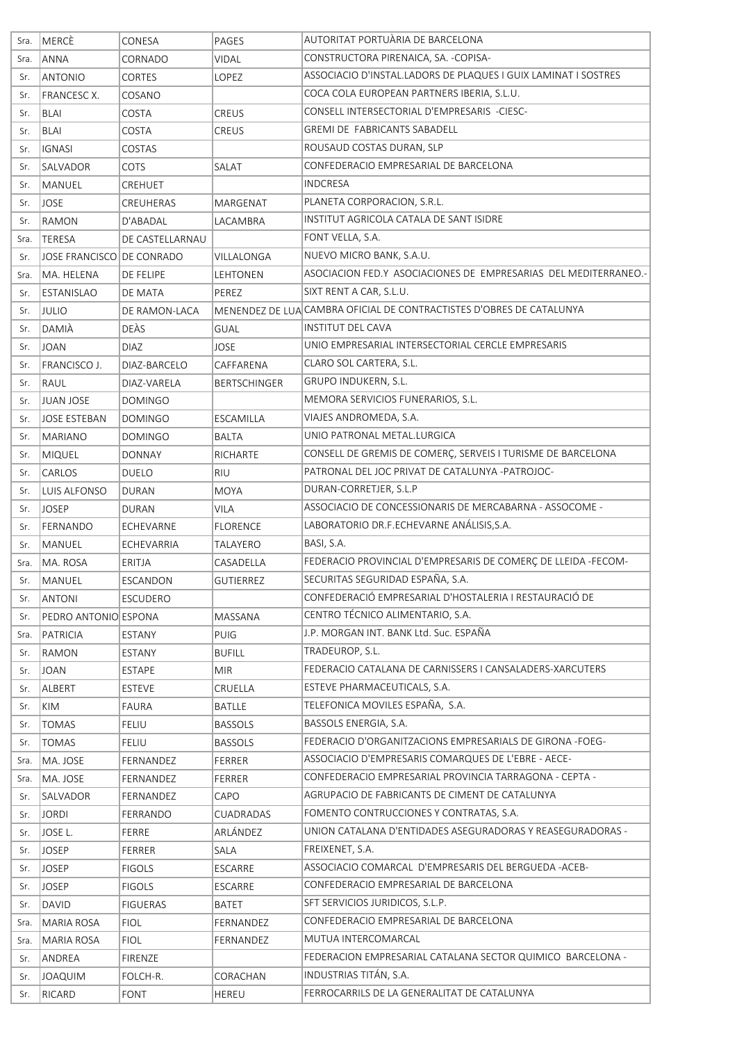| | | | | |
|---|---|---|---|---|
| Sra. | MERCÈ | CONESA | PAGES | AUTORITAT PORTUÀRIA DE BARCELONA |
| Sra. | ANNA | CORNADO | VIDAL | CONSTRUCTORA PIRENAICA, SA. -COPISA- |
| Sr. | ANTONIO | CORTES | LOPEZ | ASSOCIACIO D'INSTAL.LADORS DE PLAQUES I GUIX LAMINAT I SOSTRES |
| Sr. | FRANCESC X. | COSANO | | COCA COLA EUROPEAN PARTNERS IBERIA, S.L.U. |
| Sr. | BLAI | COSTA | CREUS | CONSELL INTERSECTORIAL D'EMPRESARIS -CIESC- |
| Sr. | BLAI | COSTA | CREUS | GREMI DE FABRICANTS SABADELL |
| Sr. | IGNASI | COSTAS | | ROUSAUD COSTAS DURAN, SLP |
| Sr. | SALVADOR | COTS | SALAT | CONFEDERACIO EMPRESARIAL DE BARCELONA |
| Sr. | MANUEL | CREHUET | | INDCRESA |
| Sr. | JOSE | CREUHERAS | MARGENAT | PLANETA CORPORACION, S.R.L. |
| Sr. | RAMON | D'ABADAL | LACAMBRA | INSTITUT AGRICOLA CATALA DE SANT ISIDRE |
| Sra. | TERESA | DE CASTELLARNAU | | FONT VELLA, S.A. |
| Sr. | JOSE FRANCISCO | DE CONRADO | VILLALONGA | NUEVO MICRO BANK, S.A.U. |
| Sra. | MA. HELENA | DE FELIPE | LEHTONEN | ASOCIACION FED.Y ASOCIACIONES DE EMPRESARIAS DEL MEDITERRANEO.- |
| Sr. | ESTANISLAO | DE MATA | PEREZ | SIXT RENT A CAR, S.L.U. |
| Sr. | JULIO | DE RAMON-LACA | MENENDEZ DE LUA | CAMBRA OFICIAL DE CONTRACTISTES D'OBRES DE CATALUNYA |
| Sr. | DAMIÀ | DEÀS | GUAL | INSTITUT DEL CAVA |
| Sr. | JOAN | DIAZ | JOSE | UNIO EMPRESARIAL INTERSECTORIAL CERCLE EMPRESARIS |
| Sr. | FRANCISCO J. | DIAZ-BARCELO | CAFFARENA | CLARO SOL CARTERA, S.L. |
| Sr. | RAUL | DIAZ-VARELA | BERTSCHINGER | GRUPO INDUKERN, S.L. |
| Sr. | JUAN JOSE | DOMINGO | | MEMORA SERVICIOS FUNERARIOS, S.L. |
| Sr. | JOSE ESTEBAN | DOMINGO | ESCAMILLA | VIAJES ANDROMEDA, S.A. |
| Sr. | MARIANO | DOMINGO | BALTA | UNIO PATRONAL METAL.LURGICA |
| Sr. | MIQUEL | DONNAY | RICHARTE | CONSELL DE GREMIS DE COMERÇ, SERVEIS I TURISME DE BARCELONA |
| Sr. | CARLOS | DUELO | RIU | PATRONAL DEL JOC PRIVAT DE CATALUNYA -PATROJOC- |
| Sr. | LUIS ALFONSO | DURAN | MOYA | DURAN-CORRETJER, S.L.P |
| Sr. | JOSEP | DURAN | VILA | ASSOCIACIO DE CONCESSIONARIS DE MERCABARNA - ASSOCOME - |
| Sr. | FERNANDO | ECHEVARNE | FLORENCE | LABORATORIO DR.F.ECHEVARNE ANÁLISIS,S.A. |
| Sr. | MANUEL | ECHEVARRIA | TALAYERO | BASI, S.A. |
| Sra. | MA. ROSA | ERITJA | CASADELLA | FEDERACIO PROVINCIAL D'EMPRESARIS DE COMERÇ DE LLEIDA -FECOM- |
| Sr. | MANUEL | ESCANDON | GUTIERREZ | SECURITAS SEGURIDAD ESPAÑA, S.A. |
| Sr. | ANTONI | ESCUDERO | | CONFEDERACIÓ EMPRESARIAL D'HOSTALERIA I RESTAURACIÓ DE |
| Sr. | PEDRO ANTONIO | ESPONA | MASSANA | CENTRO TÉCNICO ALIMENTARIO, S.A. |
| Sra. | PATRICIA | ESTANY | PUIG | J.P. MORGAN INT. BANK Ltd. Suc. ESPAÑA |
| Sr. | RAMON | ESTANY | BUFILL | TRADEUROP, S.L. |
| Sr. | JOAN | ESTAPE | MIR | FEDERACIO CATALANA DE CARNISSERS I CANSALADERS-XARCUTERS |
| Sr. | ALBERT | ESTEVE | CRUELLA | ESTEVE PHARMACEUTICALS, S.A. |
| Sr. | KIM | FAURA | BATLLE | TELEFONICA MOVILES ESPAÑA, S.A. |
| Sr. | TOMAS | FELIU | BASSOLS | BASSOLS ENERGIA, S.A. |
| Sr. | TOMAS | FELIU | BASSOLS | FEDERACIO D'ORGANITZACIONS EMPRESARIALS DE GIRONA -FOEG- |
| Sra. | MA. JOSE | FERNANDEZ | FERRER | ASSOCIACIO D'EMPRESARIS COMARQUES DE L'EBRE - AECE- |
| Sra. | MA. JOSE | FERNANDEZ | FERRER | CONFEDERACIO EMPRESARIAL PROVINCIA TARRAGONA - CEPTA - |
| Sr. | SALVADOR | FERNANDEZ | CAPO | AGRUPACIO DE FABRICANTS DE CIMENT DE CATALUNYA |
| Sr. | JORDI | FERRANDO | CUADRADAS | FOMENTO CONTRUCCIONES Y CONTRATAS, S.A. |
| Sr. | JOSE L. | FERRE | ARLÁNDEZ | UNION CATALANA D'ENTIDADES ASEGURADORAS Y REASEGURADORAS - |
| Sr. | JOSEP | FERRER | SALA | FREIXENET, S.A. |
| Sr. | JOSEP | FIGOLS | ESCARRE | ASSOCIACIO COMARCAL D'EMPRESARIS DEL BERGUEDA -ACEB- |
| Sr. | JOSEP | FIGOLS | ESCARRE | CONFEDERACIO EMPRESARIAL DE BARCELONA |
| Sr. | DAVID | FIGUERAS | BATET | SFT SERVICIOS JURIDICOS, S.L.P. |
| Sra. | MARIA ROSA | FIOL | FERNANDEZ | CONFEDERACIO EMPRESARIAL DE BARCELONA |
| Sra. | MARIA ROSA | FIOL | FERNANDEZ | MUTUA INTERCOMARCAL |
| Sr. | ANDREA | FIRENZE | | FEDERACION EMPRESARIAL CATALANA SECTOR QUIMICO BARCELONA - |
| Sr. | JOAQUIM | FOLCH-R. | CORACHAN | INDUSTRIAS TITÁN, S.A. |
| Sr. | RICARD | FONT | HEREU | FERROCARRILS DE LA GENERALITAT DE CATALUNYA |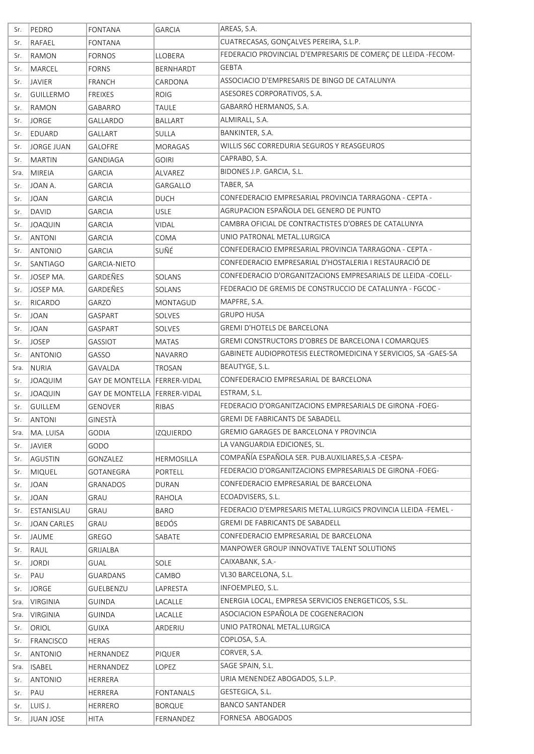| Sr. | PEDRO | FONTANA | GARCIA | AREAS, S.A. |
|---|---|---|---|---|
| Sr. | RAFAEL | FONTANA | | CUATRECASAS, GONÇALVES PEREIRA, S.L.P. |
| Sr. | RAMON | FORNOS | LLOBERA | FEDERACIO PROVINCIAL D'EMPRESARIS DE COMERÇ DE LLEIDA -FECOM- |
| Sr. | MARCEL | FORNS | BERNHARDT | GEBTA |
| Sr. | JAVIER | FRANCH | CARDONA | ASSOCIACIO D'EMPRESARIS DE BINGO DE CATALUNYA |
| Sr. | GUILLERMO | FREIXES | ROIG | ASESORES CORPORATIVOS, S.A. |
| Sr. | RAMON | GABARRO | TAULE | GABARRÓ HERMANOS, S.A. |
| Sr. | JORGE | GALLARDO | BALLART | ALMIRALL, S.A. |
| Sr. | EDUARD | GALLART | SULLA | BANKINTER, S.A. |
| Sr. | JORGE JUAN | GALOFRE | MORAGAS | WILLIS S6C CORREDURIA SEGUROS Y REASGEUROS |
| Sr. | MARTIN | GANDIAGA | GOIRI | CAPRABO, S.A. |
| Sra. | MIREIA | GARCIA | ALVAREZ | BIDONES J.P. GARCIA, S.L. |
| Sr. | JOAN A. | GARCIA | GARGALLO | TABER, SA |
| Sr. | JOAN | GARCIA | DUCH | CONFEDERACIO EMPRESARIAL PROVINCIA TARRAGONA - CEPTA - |
| Sr. | DAVID | GARCIA | USLE | AGRUPACION ESPAÑOLA DEL GENERO DE PUNTO |
| Sr. | JOAQUIN | GARCIA | VIDAL | CAMBRA OFICIAL DE CONTRACTISTES D'OBRES DE CATALUNYA |
| Sr. | ANTONI | GARCIA | COMA | UNIO PATRONAL METAL.LURGICA |
| Sr. | ANTONIO | GARCIA | SUÑÉ | CONFEDERACIO EMPRESARIAL PROVINCIA TARRAGONA - CEPTA - |
| Sr. | SANTIAGO | GARCIA-NIETO | | CONFEDERACIO EMPRESARIAL D'HOSTALERIA I RESTAURACIÓ DE |
| Sr. | JOSEP MA. | GARDEÑES | SOLANS | CONFEDERACIO D'ORGANITZACIONS EMPRESARIALS DE LLEIDA -COELL- |
| Sr. | JOSEP MA. | GARDEÑES | SOLANS | FEDERACIO DE GREMIS DE CONSTRUCCIO DE CATALUNYA - FGCOC - |
| Sr. | RICARDO | GARZO | MONTAGUD | MAPFRE, S.A. |
| Sr. | JOAN | GASPART | SOLVES | GRUPO HUSA |
| Sr. | JOAN | GASPART | SOLVES | GREMI D'HOTELS DE BARCELONA |
| Sr. | JOSEP | GASSIOT | MATAS | GREMI CONSTRUCTORS D'OBRES DE BARCELONA I COMARQUES |
| Sr. | ANTONIO | GASSO | NAVARRO | GABINETE AUDIOPROTESIS ELECTROMEDICINA Y SERVICIOS, SA -GAES-SA |
| Sra. | NURIA | GAVALDA | TROSAN | BEAUTYGE, S.L. |
| Sr. | JOAQUIM | GAY DE MONTELLA | FERRER-VIDAL | CONFEDERACIO EMPRESARIAL DE BARCELONA |
| Sr. | JOAQUIN | GAY DE MONTELLA | FERRER-VIDAL | ESTRAM, S.L. |
| Sr. | GUILLEM | GENOVER | RIBAS | FEDERACIO D'ORGANITZACIONS EMPRESARIALS DE GIRONA -FOEG- |
| Sr. | ANTONI | GINESTÀ | | GREMI DE FABRICANTS DE SABADELL |
| Sra. | MA. LUISA | GODIA | IZQUIERDO | GREMIO GARAGES DE BARCELONA Y PROVINCIA |
| Sr. | JAVIER | GODO | | LA VANGUARDIA EDICIONES, SL. |
| Sr. | AGUSTIN | GONZALEZ | HERMOSILLA | COMPAÑÍA ESPAÑOLA SER. PUB.AUXILIARES,S.A -CESPA- |
| Sr. | MIQUEL | GOTANEGRA | PORTELL | FEDERACIO D'ORGANITZACIONS EMPRESARIALS DE GIRONA -FOEG- |
| Sr. | JOAN | GRANADOS | DURAN | CONFEDERACIO EMPRESARIAL DE BARCELONA |
| Sr. | JOAN | GRAU | RAHOLA | ECOADVISERS, S.L. |
| Sr. | ESTANISLAU | GRAU | BARO | FEDERACIO D'EMPRESARIS METAL.LURGICS PROVINCIA LLEIDA -FEMEL - |
| Sr. | JOAN CARLES | GRAU | BEDÓS | GREMI DE FABRICANTS DE SABADELL |
| Sr. | JAUME | GREGO | SABATE | CONFEDERACIO EMPRESARIAL DE BARCELONA |
| Sr. | RAUL | GRIJALBA | | MANPOWER GROUP INNOVATIVE TALENT SOLUTIONS |
| Sr. | JORDI | GUAL | SOLE | CAIXABANK, S.A.- |
| Sr. | PAU | GUARDANS | CAMBO | VL30 BARCELONA, S.L. |
| Sr. | JORGE | GUELBENZU | LAPRESTA | INFOEMPLEO, S.L. |
| Sra. | VIRGINIA | GUINDA | LACALLE | ENERGIA LOCAL, EMPRESA SERVICIOS ENERGETICOS, S.SL. |
| Sra. | VIRGINIA | GUINDA | LACALLE | ASOCIACION ESPAÑOLA DE COGENERACION |
| Sr. | ORIOL | GUIXA | ARDERIU | UNIO PATRONAL METAL.LURGICA |
| Sr. | FRANCISCO | HERAS | | COPLOSA, S.A. |
| Sr. | ANTONIO | HERNANDEZ | PIQUER | CORVER, S.A. |
| Sra. | ISABEL | HERNANDEZ | LOPEZ | SAGE SPAIN, S.L. |
| Sr. | ANTONIO | HERRERA | | URIA MENENDEZ ABOGADOS, S.L.P. |
| Sr. | PAU | HERRERA | FONTANALS | GESTEGICA, S.L. |
| Sr. | LUIS J. | HERRERO | BORQUE | BANCO SANTANDER |
| Sr. | JUAN JOSE | HITA | FERNANDEZ | FORNESA ABOGADOS |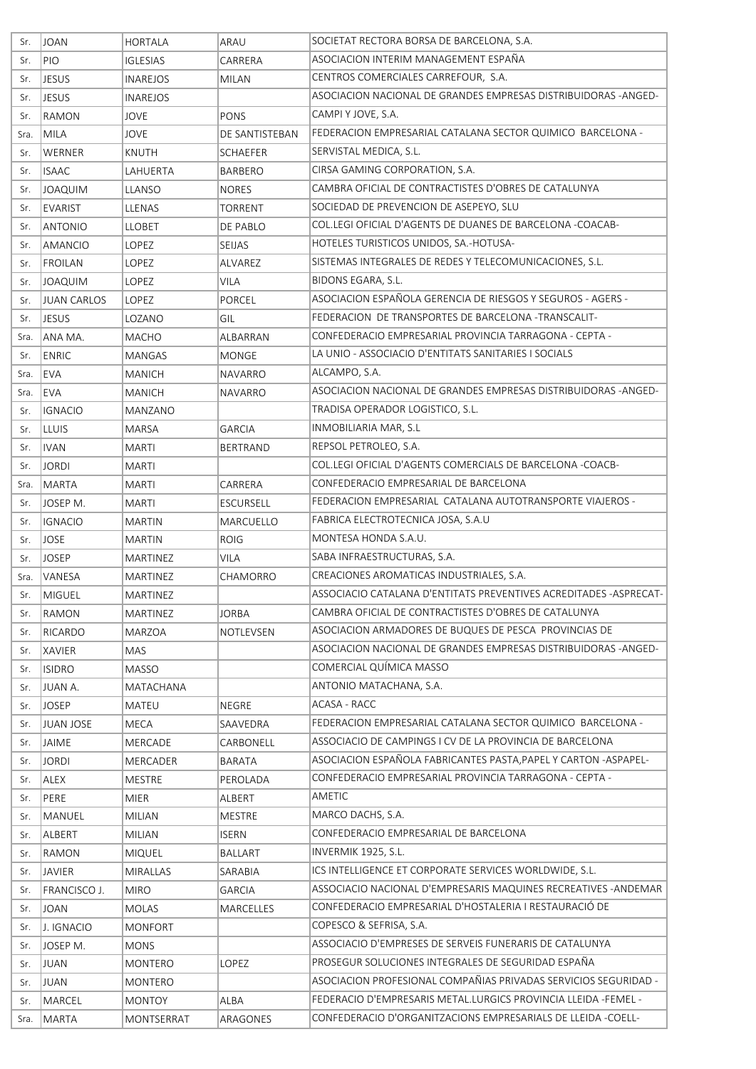| Sr. | JOAN | HORTALA | ARAU | SOCIETAT RECTORA BORSA DE BARCELONA, S.A. |
|---|---|---|---|---|
| Sr. | PIO | IGLESIAS | CARRERA | ASOCIACION INTERIM MANAGEMENT ESPAÑA |
| Sr. | JESUS | INAREJOS | MILAN | CENTROS COMERCIALES CARREFOUR, S.A. |
| Sr. | JESUS | INAREJOS | | ASOCIACION NACIONAL DE GRANDES EMPRESAS DISTRIBUIDORAS -ANGED- |
| Sr. | RAMON | JOVE | PONS | CAMPI Y JOVE, S.A. |
| Sra. | MILA | JOVE | DE SANTISTEBAN | FEDERACION EMPRESARIAL CATALANA SECTOR QUIMICO BARCELONA - |
| Sr. | WERNER | KNUTH | SCHAEFER | SERVISTAL MEDICA, S.L. |
| Sr. | ISAAC | LAHUERTA | BARBERO | CIRSA GAMING CORPORATION, S.A. |
| Sr. | JOAQUIM | LLANSO | NORES | CAMBRA OFICIAL DE CONTRACTISTES D'OBRES DE CATALUNYA |
| Sr. | EVARIST | LLENAS | TORRENT | SOCIEDAD DE PREVENCION DE ASEPEYO, SLU |
| Sr. | ANTONIO | LLOBET | DE PABLO | COL.LEGI OFICIAL D'AGENTS DE DUANES DE BARCELONA -COACAB- |
| Sr. | AMANCIO | LOPEZ | SEIJAS | HOTELES TURISTICOS UNIDOS, SA.-HOTUSA- |
| Sr. | FROILAN | LOPEZ | ALVAREZ | SISTEMAS INTEGRALES DE REDES Y TELECOMUNICACIONES, S.L. |
| Sr. | JOAQUIM | LOPEZ | VILA | BIDONS EGARA, S.L. |
| Sr. | JUAN CARLOS | LOPEZ | PORCEL | ASOCIACION ESPAÑOLA GERENCIA DE RIESGOS Y SEGUROS - AGERS - |
| Sr. | JESUS | LOZANO | GIL | FEDERACION DE TRANSPORTES DE BARCELONA -TRANSCALIT- |
| Sra. | ANA MA. | MACHO | ALBARRAN | CONFEDERACIO EMPRESARIAL PROVINCIA TARRAGONA - CEPTA - |
| Sr. | ENRIC | MANGAS | MONGE | LA UNIO - ASSOCIACIO D'ENTITATS SANITARIES I SOCIALS |
| Sra. | EVA | MANICH | NAVARRO | ALCAMPO, S.A. |
| Sra. | EVA | MANICH | NAVARRO | ASOCIACION NACIONAL DE GRANDES EMPRESAS DISTRIBUIDORAS -ANGED- |
| Sr. | IGNACIO | MANZANO | | TRADISA OPERADOR LOGISTICO, S.L. |
| Sr. | LLUIS | MARSA | GARCIA | INMOBILIARIA MAR, S.L |
| Sr. | IVAN | MARTI | BERTRAND | REPSOL PETROLEO, S.A. |
| Sr. | JORDI | MARTI | | COL.LEGI OFICIAL D'AGENTS COMERCIALS DE BARCELONA -COACB- |
| Sra. | MARTA | MARTI | CARRERA | CONFEDERACIO EMPRESARIAL DE BARCELONA |
| Sr. | JOSEP M. | MARTI | ESCURSELL | FEDERACION EMPRESARIAL CATALANA AUTOTRANSPORTE VIAJEROS - |
| Sr. | IGNACIO | MARTIN | MARCUELLO | FABRICA ELECTROTECNICA JOSA, S.A.U |
| Sr. | JOSE | MARTIN | ROIG | MONTESA HONDA S.A.U. |
| Sr. | JOSEP | MARTINEZ | VILA | SABA INFRAESTRUCTURAS, S.A. |
| Sra. | VANESA | MARTINEZ | CHAMORRO | CREACIONES AROMATICAS INDUSTRIALES, S.A. |
| Sr. | MIGUEL | MARTINEZ | | ASSOCIACIO CATALANA D'ENTITATS PREVENTIVES ACREDITADES -ASPRECAT- |
| Sr. | RAMON | MARTINEZ | JORBA | CAMBRA OFICIAL DE CONTRACTISTES D'OBRES DE CATALUNYA |
| Sr. | RICARDO | MARZOA | NOTLEVSEN | ASOCIACION ARMADORES DE BUQUES DE PESCA PROVINCIAS DE |
| Sr. | XAVIER | MAS | | ASOCIACION NACIONAL DE GRANDES EMPRESAS DISTRIBUIDORAS -ANGED- |
| Sr. | ISIDRO | MASSO | | COMERCIAL QUÍMICA MASSO |
| Sr. | JUAN A. | MATACHANA | | ANTONIO MATACHANA, S.A. |
| Sr. | JOSEP | MATEU | NEGRE | ACASA - RACC |
| Sr. | JUAN JOSE | MECA | SAAVEDRA | FEDERACION EMPRESARIAL CATALANA SECTOR QUIMICO BARCELONA - |
| Sr. | JAIME | MERCADE | CARBONELL | ASSOCIACIO DE CAMPINGS I CV DE LA PROVINCIA DE BARCELONA |
| Sr. | JORDI | MERCADER | BARATA | ASOCIACION ESPAÑOLA FABRICANTES PASTA,PAPEL Y CARTON -ASPAPEL- |
| Sr. | ALEX | MESTRE | PEROLADA | CONFEDERACIO EMPRESARIAL PROVINCIA TARRAGONA - CEPTA - |
| Sr. | PERE | MIER | ALBERT | AMETIC |
| Sr. | MANUEL | MILIAN | MESTRE | MARCO DACHS, S.A. |
| Sr. | ALBERT | MILIAN | ISERN | CONFEDERACIO EMPRESARIAL DE BARCELONA |
| Sr. | RAMON | MIQUEL | BALLART | INVERMIK 1925, S.L. |
| Sr. | JAVIER | MIRALLAS | SARABIA | ICS INTELLIGENCE ET CORPORATE SERVICES WORLDWIDE, S.L. |
| Sr. | FRANCISCO J. | MIRO | GARCIA | ASSOCIACIO NACIONAL D'EMPRESARIS MAQUINES RECREATIVES -ANDEMAR |
| Sr. | JOAN | MOLAS | MARCELLES | CONFEDERACIO EMPRESARIAL D'HOSTALERIA I RESTAURACIÓ DE |
| Sr. | J. IGNACIO | MONFORT | | COPESCO & SEFRISA, S.A. |
| Sr. | JOSEP M. | MONS | | ASSOCIACIO D'EMPRESES DE SERVEIS FUNERARIS DE CATALUNYA |
| Sr. | JUAN | MONTERO | LOPEZ | PROSEGUR SOLUCIONES INTEGRALES DE SEGURIDAD ESPAÑA |
| Sr. | JUAN | MONTERO | | ASOCIACION PROFESIONAL COMPAÑIAS PRIVADAS SERVICIOS SEGURIDAD - |
| Sr. | MARCEL | MONTOY | ALBA | FEDERACIO D'EMPRESARIS METAL.LURGICS PROVINCIA LLEIDA -FEMEL - |
| Sra. | MARTA | MONTSERRAT | ARAGONES | CONFEDERACIO D'ORGANITZACIONS EMPRESARIALS DE LLEIDA -COELL- |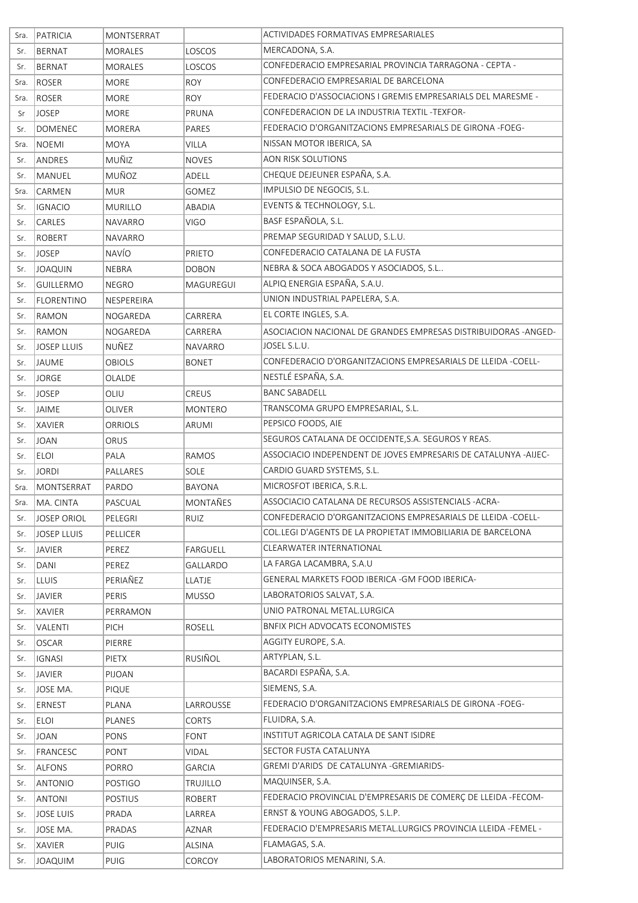| Sra. | PATRICIA | MONTSERRAT | | ACTIVIDADES FORMATIVAS EMPRESARIALES |
|---|---|---|---|---|
| Sr. | BERNAT | MORALES | LOSCOS | MERCADONA, S.A. |
| Sr. | BERNAT | MORALES | LOSCOS | CONFEDERACIO EMPRESARIAL PROVINCIA TARRAGONA - CEPTA - |
| Sra. | ROSER | MORE | ROY | CONFEDERACIO EMPRESARIAL DE BARCELONA |
| Sra. | ROSER | MORE | ROY | FEDERACIO D'ASSOCIACIONS I GREMIS EMPRESARIALS DEL MARESME - |
| Sr | JOSEP | MORE | PRUNA | CONFEDERACION DE LA INDUSTRIA TEXTIL -TEXFOR- |
| Sr. | DOMENEC | MORERA | PARES | FEDERACIO D'ORGANITZACIONS EMPRESARIALS DE GIRONA -FOEG- |
| Sra. | NOEMI | MOYA | VILLA | NISSAN MOTOR IBERICA, SA |
| Sr. | ANDRES | MUÑIZ | NOVES | AON RISK SOLUTIONS |
| Sr. | MANUEL | MUÑOZ | ADELL | CHEQUE DEJEUNER ESPAÑA, S.A. |
| Sra. | CARMEN | MUR | GOMEZ | IMPULSIO DE NEGOCIS, S.L. |
| Sr. | IGNACIO | MURILLO | ABADIA | EVENTS & TECHNOLOGY, S.L. |
| Sr. | CARLES | NAVARRO | VIGO | BASF ESPAÑOLA, S.L. |
| Sr. | ROBERT | NAVARRO | | PREMAP SEGURIDAD Y SALUD, S.L.U. |
| Sr. | JOSEP | NAVÍO | PRIETO | CONFEDERACIO CATALANA DE LA FUSTA |
| Sr. | JOAQUIN | NEBRA | DOBON | NEBRA & SOCA ABOGADOS Y ASOCIADOS, S.L.. |
| Sr. | GUILLERMO | NEGRO | MAGUREGUI | ALPIQ ENERGIA ESPAÑA, S.A.U. |
| Sr. | FLORENTINO | NESPEREIRA | | UNION INDUSTRIAL PAPELERA, S.A. |
| Sr. | RAMON | NOGAREDA | CARRERA | EL CORTE INGLES, S.A. |
| Sr. | RAMON | NOGAREDA | CARRERA | ASOCIACION NACIONAL DE GRANDES EMPRESAS DISTRIBUIDORAS -ANGED- |
| Sr. | JOSEP LLUIS | NUÑEZ | NAVARRO | JOSEL S.L.U. |
| Sr. | JAUME | OBIOLS | BONET | CONFEDERACIO D'ORGANITZACIONS EMPRESARIALS DE LLEIDA -COELL- |
| Sr. | JORGE | OLALDE | | NESTLÉ ESPAÑA, S.A. |
| Sr. | JOSEP | OLIU | CREUS | BANC SABADELL |
| Sr. | JAIME | OLIVER | MONTERO | TRANSCOMA GRUPO EMPRESARIAL, S.L. |
| Sr. | XAVIER | ORRIOLS | ARUMI | PEPSICO FOODS, AIE |
| Sr. | JOAN | ORUS | | SEGUROS CATALANA DE OCCIDENTE,S.A. SEGUROS Y REAS. |
| Sr. | ELOI | PALA | RAMOS | ASSOCIACIO INDEPENDENT DE JOVES EMPRESARIS DE CATALUNYA -AIJEC- |
| Sr. | JORDI | PALLARES | SOLE | CARDIO GUARD SYSTEMS, S.L. |
| Sra. | MONTSERRAT | PARDO | BAYONA | MICROSFOT IBERICA, S.R.L. |
| Sra. | MA. CINTA | PASCUAL | MONTAÑES | ASSOCIACIO CATALANA DE RECURSOS ASSISTENCIALS -ACRA- |
| Sr. | JOSEP ORIOL | PELEGRI | RUIZ | CONFEDERACIO D'ORGANITZACIONS EMPRESARIALS DE LLEIDA -COELL- |
| Sr. | JOSEP LLUIS | PELLICER | | COL.LEGI D'AGENTS DE LA PROPIETAT IMMOBILIARIA DE BARCELONA |
| Sr. | JAVIER | PEREZ | FARGUELL | CLEARWATER INTERNATIONAL |
| Sr. | DANI | PEREZ | GALLARDO | LA FARGA LACAMBRA, S.A.U |
| Sr. | LLUIS | PERIAÑEZ | LLATJE | GENERAL MARKETS FOOD IBERICA -GM FOOD IBERICA- |
| Sr. | JAVIER | PERIS | MUSSO | LABORATORIOS SALVAT, S.A. |
| Sr. | XAVIER | PERRAMON | | UNIO PATRONAL METAL.LURGICA |
| Sr. | VALENTI | PICH | ROSELL | BNFIX PICH ADVOCATS ECONOMISTES |
| Sr. | OSCAR | PIERRE | | AGGITY EUROPE, S.A. |
| Sr. | IGNASI | PIETX | RUSIÑOL | ARTYPLAN, S.L. |
| Sr. | JAVIER | PIJOAN | | BACARDI ESPAÑA, S.A. |
| Sr. | JOSE MA. | PIQUE | | SIEMENS, S.A. |
| Sr. | ERNEST | PLANA | LARROUSSE | FEDERACIO D'ORGANITZACIONS EMPRESARIALS DE GIRONA -FOEG- |
| Sr. | ELOI | PLANES | CORTS | FLUIDRA, S.A. |
| Sr. | JOAN | PONS | FONT | INSTITUT AGRICOLA CATALA DE SANT ISIDRE |
| Sr. | FRANCESC | PONT | VIDAL | SECTOR FUSTA CATALUNYA |
| Sr. | ALFONS | PORRO | GARCIA | GREMI D'ARIDS DE CATALUNYA -GREMIARIDS- |
| Sr. | ANTONIO | POSTIGO | TRUJILLO | MAQUINSER, S.A. |
| Sr. | ANTONI | POSTIUS | ROBERT | FEDERACIO PROVINCIAL D'EMPRESARIS DE COMERÇ DE LLEIDA -FECOM- |
| Sr. | JOSE LUIS | PRADA | LARREA | ERNST & YOUNG ABOGADOS, S.L.P. |
| Sr. | JOSE MA. | PRADAS | AZNAR | FEDERACIO D'EMPRESARIS METAL.LURGICS PROVINCIA LLEIDA -FEMEL - |
| Sr. | XAVIER | PUIG | ALSINA | FLAMAGAS, S.A. |
| Sr. | JOAQUIM | PUIG | CORCOY | LABORATORIOS MENARINI, S.A. |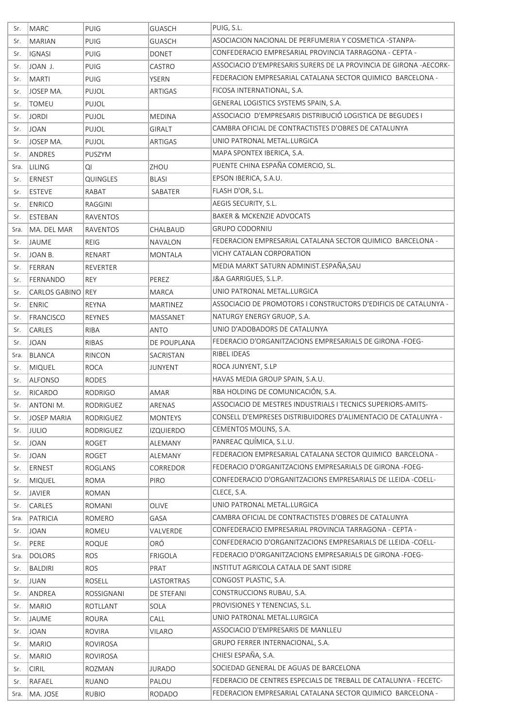| Sr. | MARC | PUIG | GUASCH | PUIG, S.L. |
|---|---|---|---|---|
| Sr. | MARIAN | PUIG | GUASCH | ASOCIACION NACIONAL DE PERFUMERIA Y COSMETICA -STANPA- |
| Sr. | IGNASI | PUIG | DONET | CONFEDERACIO EMPRESARIAL PROVINCIA TARRAGONA - CEPTA - |
| Sr. | JOAN J. | PUIG | CASTRO | ASSOCIACIO D'EMPRESARIS SURERS DE LA PROVINCIA DE GIRONA -AECORK- |
| Sr. | MARTI | PUIG | YSERN | FEDERACION EMPRESARIAL CATALANA SECTOR QUIMICO BARCELONA - |
| Sr. | JOSEP MA. | PUJOL | ARTIGAS | FICOSA INTERNATIONAL, S.A. |
| Sr. | TOMEU | PUJOL | | GENERAL LOGISTICS SYSTEMS SPAIN, S.A. |
| Sr. | JORDI | PUJOL | MEDINA | ASSOCIACIO D'EMPRESARIS DISTRIBUCIÓ LOGISTICA DE BEGUDES I |
| Sr. | JOAN | PUJOL | GIRALT | CAMBRA OFICIAL DE CONTRACTISTES D'OBRES DE CATALUNYA |
| Sr. | JOSEP MA. | PUJOL | ARTIGAS | UNIO PATRONAL METAL.LURGICA |
| Sr. | ANDRES | PUSZYM | | MAPA SPONTEX IBERICA, S.A. |
| Sra. | LILING | QI | ZHOU | PUENTE CHINA ESPAÑA COMERCIO, SL. |
| Sr. | ERNEST | QUINGLES | BLASI | EPSON IBERICA, S.A.U. |
| Sr. | ESTEVE | RABAT | SABATER | FLASH D'OR, S.L. |
| Sr. | ENRICO | RAGGINI | | AEGIS SECURITY, S.L. |
| Sr. | ESTEBAN | RAVENTOS | | BAKER & MCKENZIE ADVOCATS |
| Sra. | MA. DEL MAR | RAVENTOS | CHALBAUD | GRUPO CODORNIU |
| Sr. | JAUME | REIG | NAVALON | FEDERACION EMPRESARIAL CATALANA SECTOR QUIMICO BARCELONA - |
| Sr. | JOAN B. | RENART | MONTALA | VICHY CATALAN CORPORATION |
| Sr. | FERRAN | REVERTER | | MEDIA MARKT SATURN ADMINIST.ESPAÑA,SAU |
| Sr. | FERNANDO | REY | PEREZ | J&A GARRIGUES, S.L.P. |
| Sr. | CARLOS GABINO | REY | MARCA | UNIO PATRONAL METAL.LURGICA |
| Sr. | ENRIC | REYNA | MARTINEZ | ASSOCIACIO DE PROMOTORS I CONSTRUCTORS D'EDIFICIS DE CATALUNYA - |
| Sr. | FRANCISCO | REYNES | MASSANET | NATURGY ENERGY GRUOP, S.A. |
| Sr. | CARLES | RIBA | ANTO | UNIO D'ADOBADORS DE CATALUNYA |
| Sr. | JOAN | RIBAS | DE POUPLANA | FEDERACIO D'ORGANITZACIONS EMPRESARIALS DE GIRONA -FOEG- |
| Sra. | BLANCA | RINCON | SACRISTAN | RIBEL IDEAS |
| Sr. | MIQUEL | ROCA | JUNYENT | ROCA JUNYENT, S.LP |
| Sr. | ALFONSO | RODES | | HAVAS MEDIA GROUP SPAIN, S.A.U. |
| Sr. | RICARDO | RODRIGO | AMAR | RBA HOLDING DE COMUNICACIÓN, S.A. |
| Sr. | ANTONI M. | RODRIGUEZ | ARENAS | ASSOCIACIO DE MESTRES INDUSTRIALS I TECNICS SUPERIORS-AMITS- |
| Sr. | JOSEP MARIA | RODRIGUEZ | MONTEYS | CONSELL D'EMPRESES DISTRIBUIDORES D'ALIMENTACIO DE CATALUNYA - |
| Sr. | JULIO | RODRIGUEZ | IZQUIERDO | CEMENTOS MOLINS, S.A. |
| Sr. | JOAN | ROGET | ALEMANY | PANREAC QUÍMICA, S.L.U. |
| Sr. | JOAN | ROGET | ALEMANY | FEDERACION EMPRESARIAL CATALANA SECTOR QUIMICO BARCELONA - |
| Sr. | ERNEST | ROGLANS | CORREDOR | FEDERACIO D'ORGANITZACIONS EMPRESARIALS DE GIRONA -FOEG- |
| Sr. | MIQUEL | ROMA | PIRO | CONFEDERACIO D'ORGANITZACIONS EMPRESARIALS DE LLEIDA -COELL- |
| Sr. | JAVIER | ROMAN | | CLECE, S.A. |
| Sr. | CARLES | ROMANI | OLIVE | UNIO PATRONAL METAL.LURGICA |
| Sra. | PATRICIA | ROMERO | GASA | CAMBRA OFICIAL DE CONTRACTISTES D'OBRES DE CATALUNYA |
| Sr. | JOAN | ROMEU | VALVERDE | CONFEDERACIO EMPRESARIAL PROVINCIA TARRAGONA - CEPTA - |
| Sr. | PERE | ROQUE | ORÓ | CONFEDERACIO D'ORGANITZACIONS EMPRESARIALS DE LLEIDA -COELL- |
| Sra. | DOLORS | ROS | FRIGOLA | FEDERACIO D'ORGANITZACIONS EMPRESARIALS DE GIRONA -FOEG- |
| Sr. | BALDIRI | ROS | PRAT | INSTITUT AGRICOLA CATALA DE SANT ISIDRE |
| Sr. | JUAN | ROSELL | LASTORTRAS | CONGOST PLASTIC, S.A. |
| Sr. | ANDREA | ROSSIGNANI | DE STEFANI | CONSTRUCCIONS RUBAU, S.A. |
| Sr. | MARIO | ROTLLANT | SOLA | PROVISIONES Y TENENCIAS, S.L. |
| Sr. | JAUME | ROURA | CALL | UNIO PATRONAL METAL.LURGICA |
| Sr. | JOAN | ROVIRA | VILARO | ASSOCIACIO D'EMPRESARIS DE MANLLEU |
| Sr. | MARIO | ROVIROSA | | GRUPO FERRER INTERNACIONAL, S.A. |
| Sr. | MARIO | ROVIROSA | | CHIESI ESPAÑA, S.A. |
| Sr. | CIRIL | ROZMAN | JURADO | SOCIEDAD GENERAL DE AGUAS DE BARCELONA |
| Sr. | RAFAEL | RUANO | PALOU | FEDERACIO DE CENTRES ESPECIALS DE TREBALL DE CATALUNYA - FECETC- |
| Sra. | MA. JOSE | RUBIO | RODADO | FEDERACION EMPRESARIAL CATALANA SECTOR QUIMICO BARCELONA - |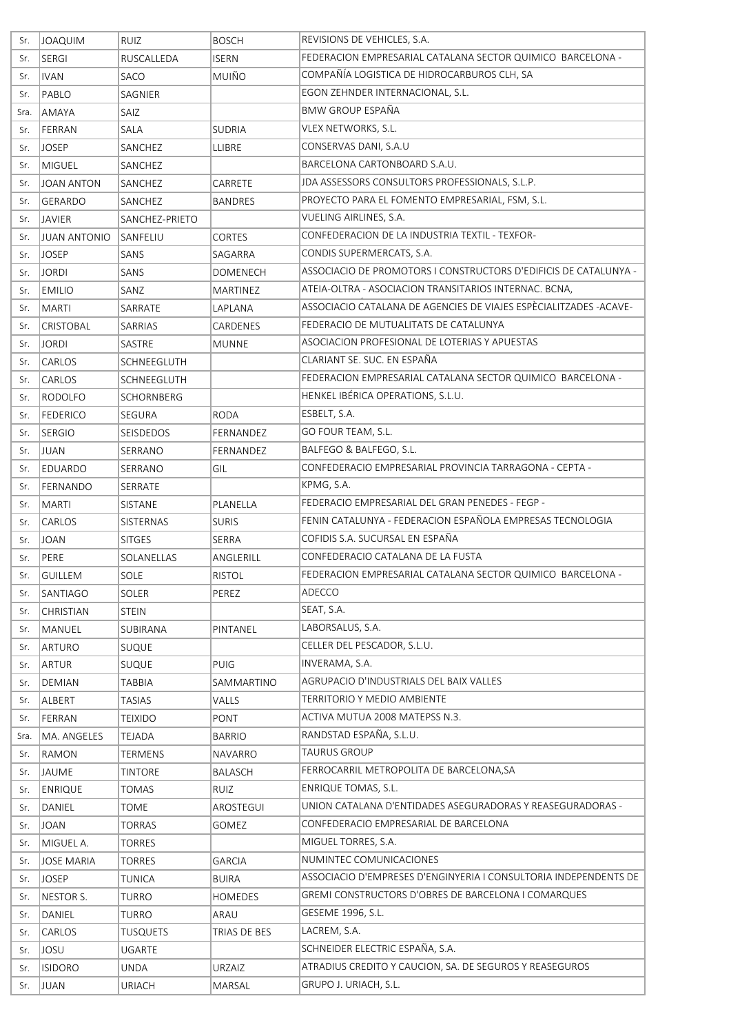| | | | | |
|---|---|---|---|---|
| Sr. | JOAQUIM | RUIZ | BOSCH | REVISIONS DE VEHICLES, S.A. |
| Sr. | SERGI | RUSCALLEDA | ISERN | FEDERACION EMPRESARIAL CATALANA SECTOR QUIMICO BARCELONA - |
| Sr. | IVAN | SACO | MUIÑO | COMPAÑÍA LOGISTICA DE HIDROCARBUROS CLH, SA |
| Sr. | PABLO | SAGNIER | | EGON ZEHNDER INTERNACIONAL, S.L. |
| Sra. | AMAYA | SAIZ | | BMW GROUP ESPAÑA |
| Sr. | FERRAN | SALA | SUDRIA | VLEX NETWORKS, S.L. |
| Sr. | JOSEP | SANCHEZ | LLIBRE | CONSERVAS DANI, S.A.U |
| Sr. | MIGUEL | SANCHEZ | | BARCELONA CARTONBOARD S.A.U. |
| Sr. | JOAN ANTON | SANCHEZ | CARRETE | JDA ASSESSORS CONSULTORS PROFESSIONALS, S.L.P. |
| Sr. | GERARDO | SANCHEZ | BANDRES | PROYECTO PARA EL FOMENTO EMPRESARIAL, FSM, S.L. |
| Sr. | JAVIER | SANCHEZ-PRIETO | | VUELING AIRLINES, S.A. |
| Sr. | JUAN ANTONIO | SANFELIU | CORTES | CONFEDERACION DE LA INDUSTRIA TEXTIL - TEXFOR- |
| Sr. | JOSEP | SANS | SAGARRA | CONDIS SUPERMERCATS, S.A. |
| Sr. | JORDI | SANS | DOMENECH | ASSOCIACIO DE PROMOTORS I CONSTRUCTORS D'EDIFICIS DE CATALUNYA - |
| Sr. | EMILIO | SANZ | MARTINEZ | ATEIA-OLTRA - ASOCIACION TRANSITARIOS INTERNAC. BCNA, |
| Sr. | MARTI | SARRATE | LAPLANA | ASSOCIACIO CATALANA DE AGENCIES DE VIAJES ESPÈCIALITZADES -ACAVE- |
| Sr. | CRISTOBAL | SARRIAS | CARDENES | FEDERACIO DE MUTUALITATS DE CATALUNYA |
| Sr. | JORDI | SASTRE | MUNNE | ASOCIACION PROFESIONAL DE LOTERIAS Y APUESTAS |
| Sr. | CARLOS | SCHNEEGLUTH | | CLARIANT SE. SUC. EN ESPAÑA |
| Sr. | CARLOS | SCHNEEGLUTH | | FEDERACION EMPRESARIAL CATALANA SECTOR QUIMICO BARCELONA - |
| Sr. | RODOLFO | SCHORNBERG | | HENKEL IBÉRICA OPERATIONS, S.L.U. |
| Sr. | FEDERICO | SEGURA | RODA | ESBELT, S.A. |
| Sr. | SERGIO | SEISDEDOS | FERNANDEZ | GO FOUR TEAM, S.L. |
| Sr. | JUAN | SERRANO | FERNANDEZ | BALFEGO & BALFEGO, S.L. |
| Sr. | EDUARDO | SERRANO | GIL | CONFEDERACIO EMPRESARIAL PROVINCIA TARRAGONA - CEPTA - |
| Sr. | FERNANDO | SERRATE | | KPMG, S.A. |
| Sr. | MARTI | SISTANE | PLANELLA | FEDERACIO EMPRESARIAL DEL GRAN PENEDES - FEGP - |
| Sr. | CARLOS | SISTERNAS | SURIS | FENIN CATALUNYA - FEDERACION ESPAÑOLA EMPRESAS TECNOLOGIA |
| Sr. | JOAN | SITGES | SERRA | COFIDIS S.A. SUCURSAL EN ESPAÑA |
| Sr. | PERE | SOLANELLAS | ANGLERILL | CONFEDERACIO CATALANA DE LA FUSTA |
| Sr. | GUILLEM | SOLE | RISTOL | FEDERACION EMPRESARIAL CATALANA SECTOR QUIMICO BARCELONA - |
| Sr. | SANTIAGO | SOLER | PEREZ | ADECCO |
| Sr. | CHRISTIAN | STEIN | | SEAT, S.A. |
| Sr. | MANUEL | SUBIRANA | PINTANEL | LABORSALUS, S.A. |
| Sr. | ARTURO | SUQUE | | CELLER DEL PESCADOR, S.L.U. |
| Sr. | ARTUR | SUQUE | PUIG | INVERAMA, S.A. |
| Sr. | DEMIAN | TABBIA | SAMMARTINO | AGRUPACIO D'INDUSTRIALS DEL BAIX VALLES |
| Sr. | ALBERT | TASIAS | VALLS | TERRITORIO Y MEDIO AMBIENTE |
| Sr. | FERRAN | TEIXIDO | PONT | ACTIVA MUTUA 2008 MATEPSS N.3. |
| Sra. | MA. ANGELES | TEJADA | BARRIO | RANDSTAD ESPAÑA, S.L.U. |
| Sr. | RAMON | TERMENS | NAVARRO | TAURUS GROUP |
| Sr. | JAUME | TINTORE | BALASCH | FERROCARRIL METROPOLITA DE BARCELONA,SA |
| Sr. | ENRIQUE | TOMAS | RUIZ | ENRIQUE TOMAS, S.L. |
| Sr. | DANIEL | TOME | AROSTEGUI | UNION CATALANA D'ENTIDADES ASEGURADORAS Y REASEGURADORAS - |
| Sr. | JOAN | TORRAS | GOMEZ | CONFEDERACIO EMPRESARIAL DE BARCELONA |
| Sr. | MIGUEL A. | TORRES | | MIGUEL TORRES, S.A. |
| Sr. | JOSE MARIA | TORRES | GARCIA | NUMINTEC COMUNICACIONES |
| Sr. | JOSEP | TUNICA | BUIRA | ASSOCIACIO D'EMPRESES D'ENGINYERIA I CONSULTORIA INDEPENDENTS DE |
| Sr. | NESTOR S. | TURRO | HOMEDES | GREMI CONSTRUCTORS D'OBRES DE BARCELONA I COMARQUES |
| Sr. | DANIEL | TURRO | ARAU | GESEME 1996, S.L. |
| Sr. | CARLOS | TUSQUETS | TRIAS DE BES | LACREM, S.A. |
| Sr. | JOSU | UGARTE | | SCHNEIDER ELECTRIC ESPAÑA, S.A. |
| Sr. | ISIDORO | UNDA | URZAIZ | ATRADIUS CREDITO Y CAUCION, SA. DE SEGUROS Y REASEGUROS |
| Sr. | JUAN | URIACH | MARSAL | GRUPO J. URIACH, S.L. |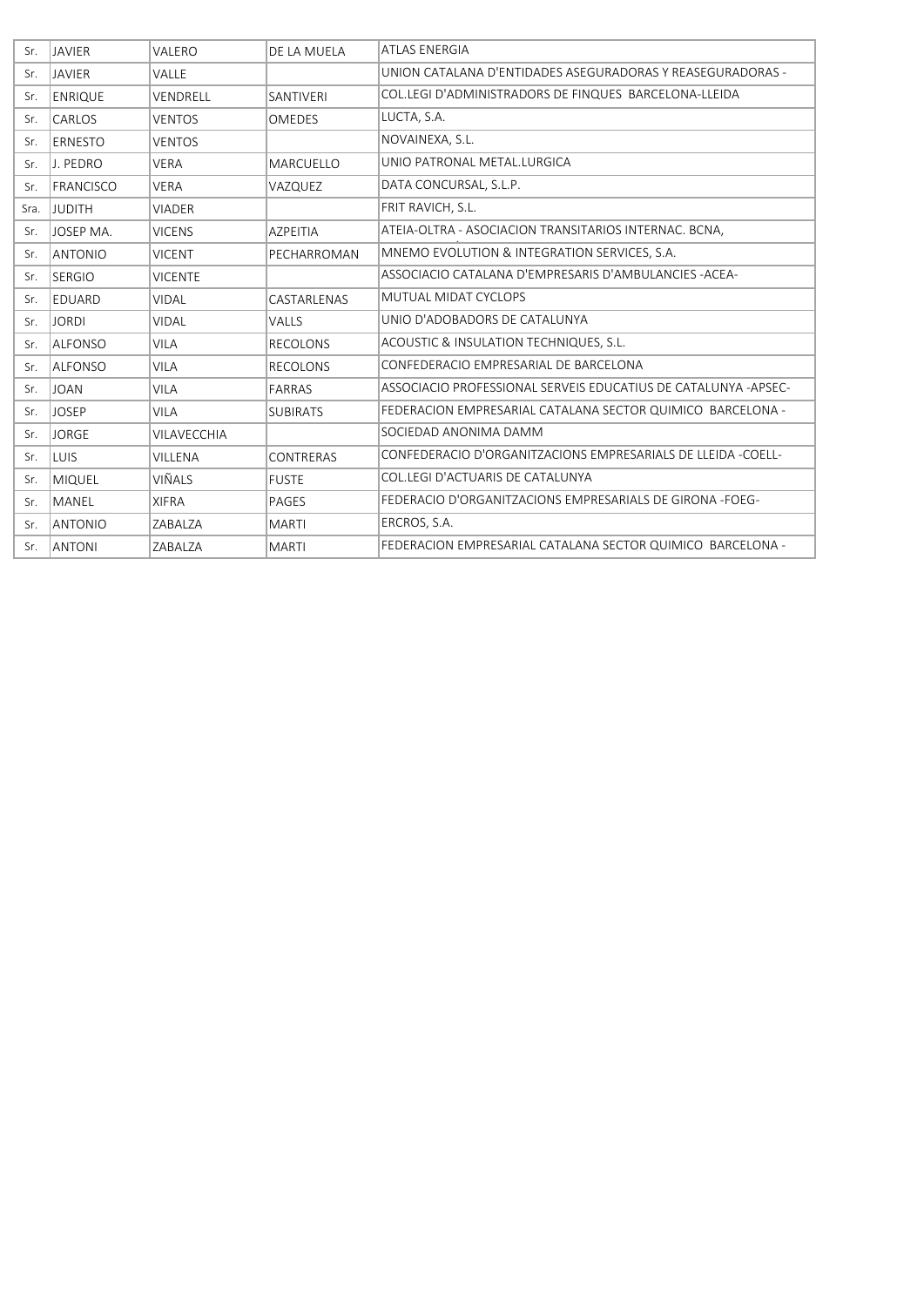| | | | | |
|---|---|---|---|---|
| Sr. | JAVIER | VALERO | DE LA MUELA | ATLAS ENERGIA |
| Sr. | JAVIER | VALLE | | UNION CATALANA D'ENTIDADES ASEGURADORAS Y REASEGURADORAS - |
| Sr. | ENRIQUE | VENDRELL | SANTIVERI | COL.LEGI D'ADMINISTRADORS DE FINQUES BARCELONA-LLEIDA |
| Sr. | CARLOS | VENTOS | OMEDES | LUCTA, S.A. |
| Sr. | ERNESTO | VENTOS | | NOVAINEXA, S.L. |
| Sr. | J. PEDRO | VERA | MARCUELLO | UNIO PATRONAL METAL.LURGICA |
| Sr. | FRANCISCO | VERA | VAZQUEZ | DATA CONCURSAL, S.L.P. |
| Sra. | JUDITH | VIADER | | FRIT RAVICH, S.L. |
| Sr. | JOSEP MA. | VICENS | AZPEITIA | ATEIA-OLTRA - ASOCIACION TRANSITARIOS INTERNAC. BCNA, |
| Sr. | ANTONIO | VICENT | PECHARROMAN | MNEMO EVOLUTION & INTEGRATION SERVICES, S.A. |
| Sr. | SERGIO | VICENTE | | ASSOCIACIO CATALANA D'EMPRESARIS D'AMBULANCIES -ACEA- |
| Sr. | EDUARD | VIDAL | CASTARLENAS | MUTUAL MIDAT CYCLOPS |
| Sr. | JORDI | VIDAL | VALLS | UNIO D'ADOBADORS DE CATALUNYA |
| Sr. | ALFONSO | VILA | RECOLONS | ACOUSTIC & INSULATION TECHNIQUES, S.L. |
| Sr. | ALFONSO | VILA | RECOLONS | CONFEDERACIO EMPRESARIAL DE BARCELONA |
| Sr. | JOAN | VILA | FARRAS | ASSOCIACIO PROFESSIONAL SERVEIS EDUCATIUS DE CATALUNYA -APSEC- |
| Sr. | JOSEP | VILA | SUBIRATS | FEDERACION EMPRESARIAL CATALANA SECTOR QUIMICO BARCELONA - |
| Sr. | JORGE | VILAVECCHIA | | SOCIEDAD ANONIMA DAMM |
| Sr. | LUIS | VILLENA | CONTRERAS | CONFEDERACIO D'ORGANITZACIONS EMPRESARIALS DE LLEIDA -COELL- |
| Sr. | MIQUEL | VIÑALS | FUSTE | COL.LEGI D'ACTUARIS DE CATALUNYA |
| Sr. | MANEL | XIFRA | PAGES | FEDERACIO D'ORGANITZACIONS EMPRESARIALS DE GIRONA -FOEG- |
| Sr. | ANTONIO | ZABALZA | MARTI | ERCROS, S.A. |
| Sr. | ANTONI | ZABALZA | MARTI | FEDERACION EMPRESARIAL CATALANA SECTOR QUIMICO BARCELONA - |